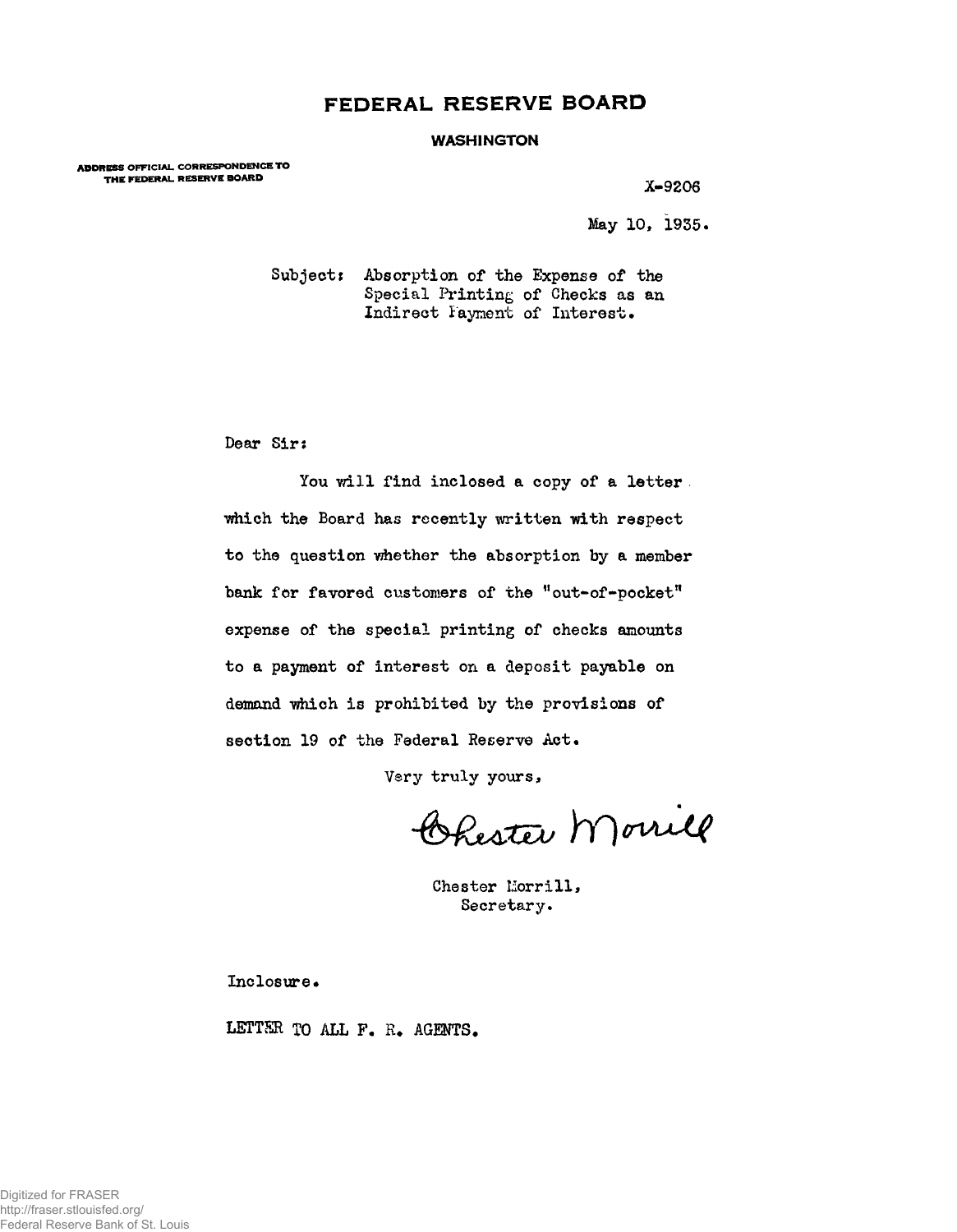# FEDERAL RESERVE BOARD

## WASHINGTON

ADDRESS OFFICIAL CORRESPONDENCE TO THE FEDERAL RESERVE BOARD

X-9206

May 10, 1935.

Subject: Absorption of the Expense of the Special Printing of Checks as an Indirect Payment of Interest.

Dear Sir:

You will find inclosed a copy of a letter which the Board has recently written with respect to the question whether the absorption by a member bank for favored customers of the "out-of-pocket" expense of the special printing of checks amounts to a payment of interest on a deposit payable on demand which is prohibited by the provisions of section 19 of the Federal Reserve Act.

Very truly yours,

Chester Morrill

Chester Morrill,
Secretary.

Inclosure.

LETTER TO ALL F. R. AGENTS.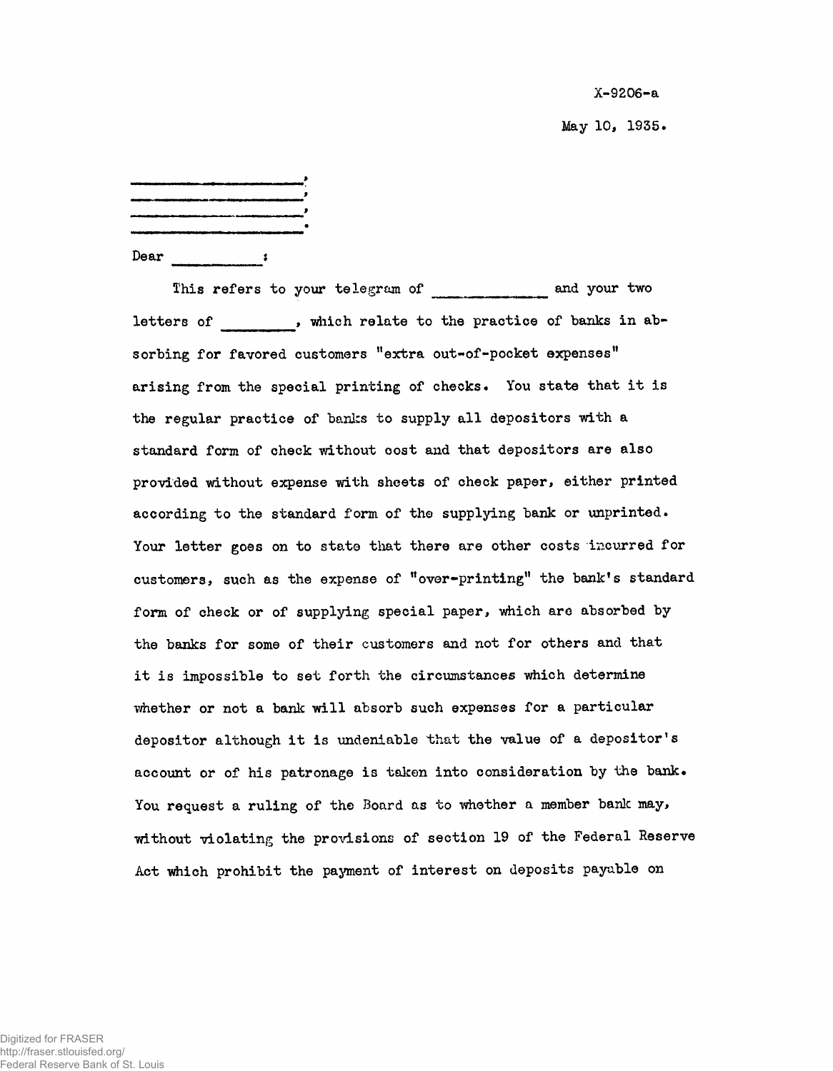X-9206-a

May 10, 1935.

\_\_\_\_\_\_\_\_\_\_\_\_\_\_\_\_\_\_\_\_,
\_\_\_\_\_\_\_\_\_\_\_\_\_\_\_\_\_\_\_\_,
\_\_\_\_\_\_\_\_\_\_\_\_\_\_\_\_\_\_\_\_,
\_\_\_\_\_\_\_\_\_\_\_\_\_\_\_\_\_\_\_\_.

Dear \_\_\_\_\_\_\_\_\_\_:

This refers to your telegram of \_\_\_\_\_\_\_\_\_\_\_\_ and your two letters of \_\_\_\_\_\_\_\_, which relate to the practice of banks in absorbing for favored customers "extra out-of-pocket expenses" arising from the special printing of checks. You state that it is the regular practice of banks to supply all depositors with a standard form of check without cost and that depositors are also provided without expense with sheets of check paper, either printed according to the standard form of the supplying bank or unprinted. Your letter goes on to state that there are other costs incurred for customers, such as the expense of "over-printing" the bank's standard form of check or of supplying special paper, which are absorbed by the banks for some of their customers and not for others and that it is impossible to set forth the circumstances which determine whether or not a bank will absorb such expenses for a particular depositor although it is undeniable that the value of a depositor's account or of his patronage is taken into consideration by the bank. You request a ruling of the Board as to whether a member bank may, without violating the provisions of section 19 of the Federal Reserve Act which prohibit the payment of interest on deposits payable on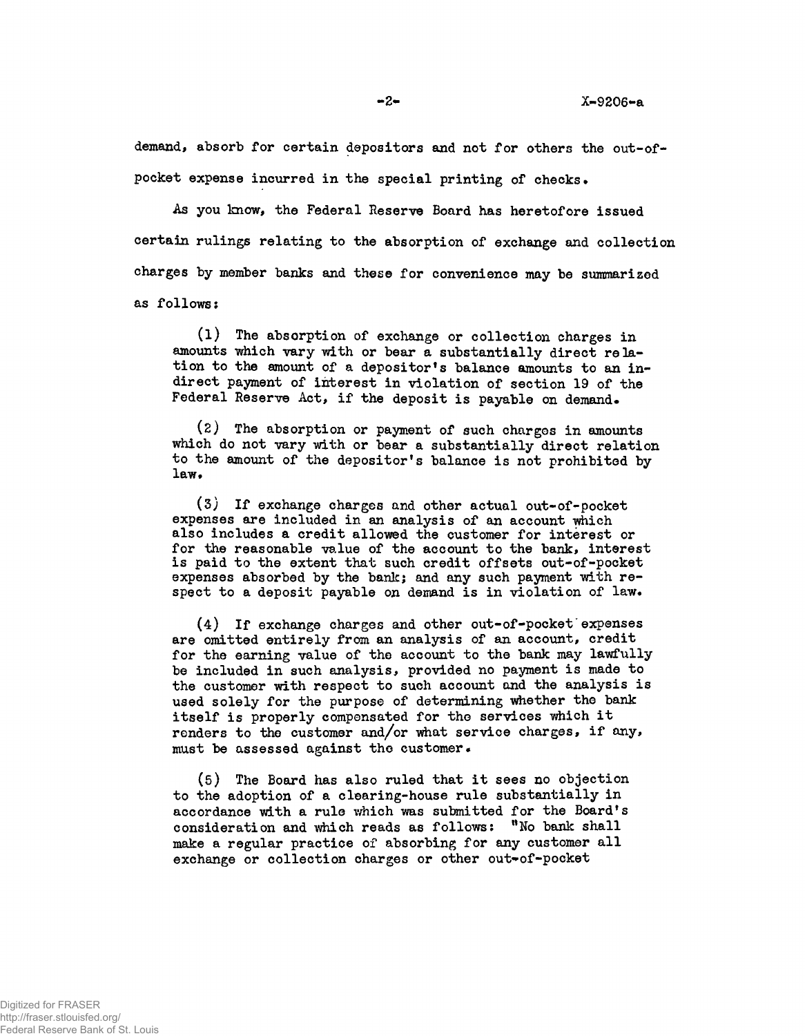demand, absorb for certain depositors and not for others the out-of-pocket expense incurred in the special printing of checks.

As you know, the Federal Reserve Board has heretofore issued certain rulings relating to the absorption of exchange and collection charges by member banks and these for convenience may be summarized as follows:

(1) The absorption of exchange or collection charges in amounts which vary with or bear a substantially direct relation to the amount of a depositor's balance amounts to an indirect payment of interest in violation of section 19 of the Federal Reserve Act, if the deposit is payable on demand.

(2) The absorption or payment of such charges in amounts which do not vary with or bear a substantially direct relation to the amount of the depositor's balance is not prohibited by law.

(3) If exchange charges and other actual out-of-pocket expenses are included in an analysis of an account which also includes a credit allowed the customer for interest or for the reasonable value of the account to the bank, interest is paid to the extent that such credit offsets out-of-pocket expenses absorbed by the bank; and any such payment with respect to a deposit payable on demand is in violation of law.

(4) If exchange charges and other out-of-pocket expenses are omitted entirely from an analysis of an account, credit for the earning value of the account to the bank may lawfully be included in such analysis, provided no payment is made to the customer with respect to such account and the analysis is used solely for the purpose of determining whether the bank itself is properly compensated for the services which it renders to the customer and/or what service charges, if any, must be assessed against the customer.

(5) The Board has also ruled that it sees no objection to the adoption of a clearing-house rule substantially in accordance with a rule which was submitted for the Board's consideration and which reads as follows: "No bank shall make a regular practice of absorbing for any customer all exchange or collection charges or other out-of-pocket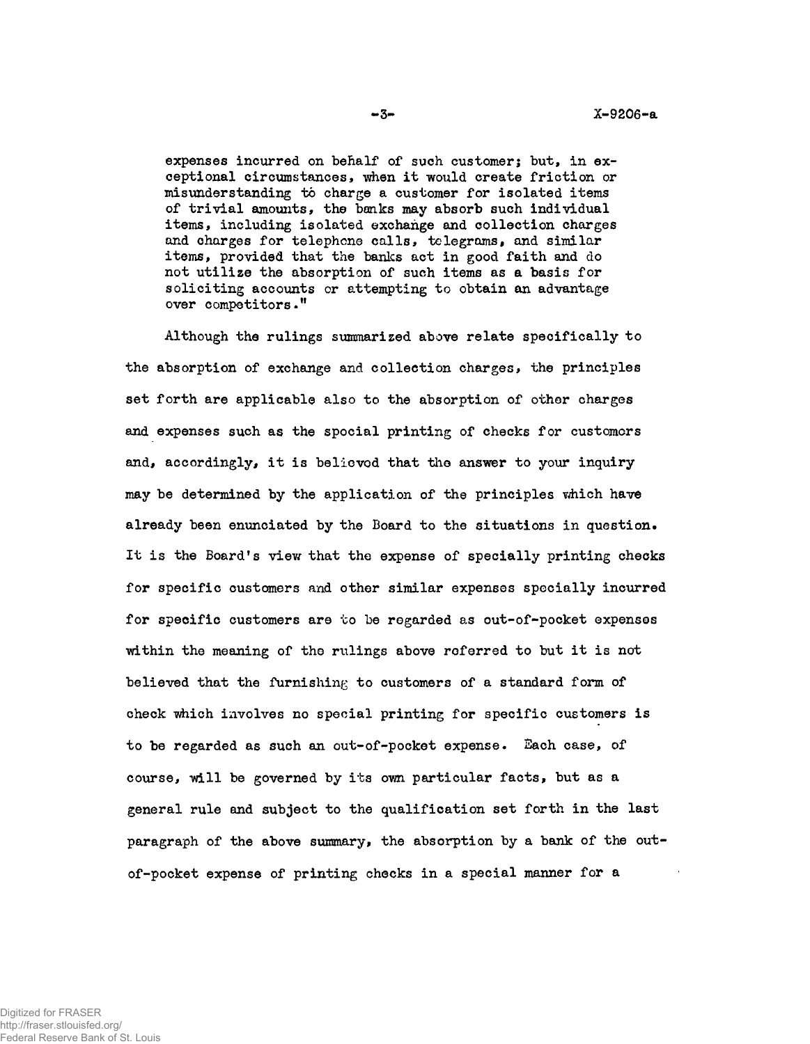expenses incurred on behalf of such customer; but, in exceptional circumstances, when it would create friction or misunderstanding to charge a customer for isolated items of trivial amounts, the banks may absorb such individual items, including isolated exchange and collection charges and charges for telephone calls, telegrams, and similar items, provided that the banks act in good faith and do not utilize the absorption of such items as a basis for soliciting accounts or attempting to obtain an advantage over competitors."

Although the rulings summarized above relate specifically to the absorption of exchange and collection charges, the principles set forth are applicable also to the absorption of other charges and expenses such as the special printing of checks for customers and, accordingly, it is believed that the answer to your inquiry may be determined by the application of the principles which have already been enunciated by the Board to the situations in question. It is the Board's view that the expense of specially printing checks for specific customers and other similar expenses specially incurred for specific customers are to be regarded as out-of-pocket expenses within the meaning of the rulings above referred to but it is not believed that the furnishing to customers of a standard form of check which involves no special printing for specific customers is to be regarded as such an out-of-pocket expense. Each case, of course, will be governed by its own particular facts, but as a general rule and subject to the qualification set forth in the last paragraph of the above summary, the absorption by a bank of the out-of-pocket expense of printing checks in a special manner for a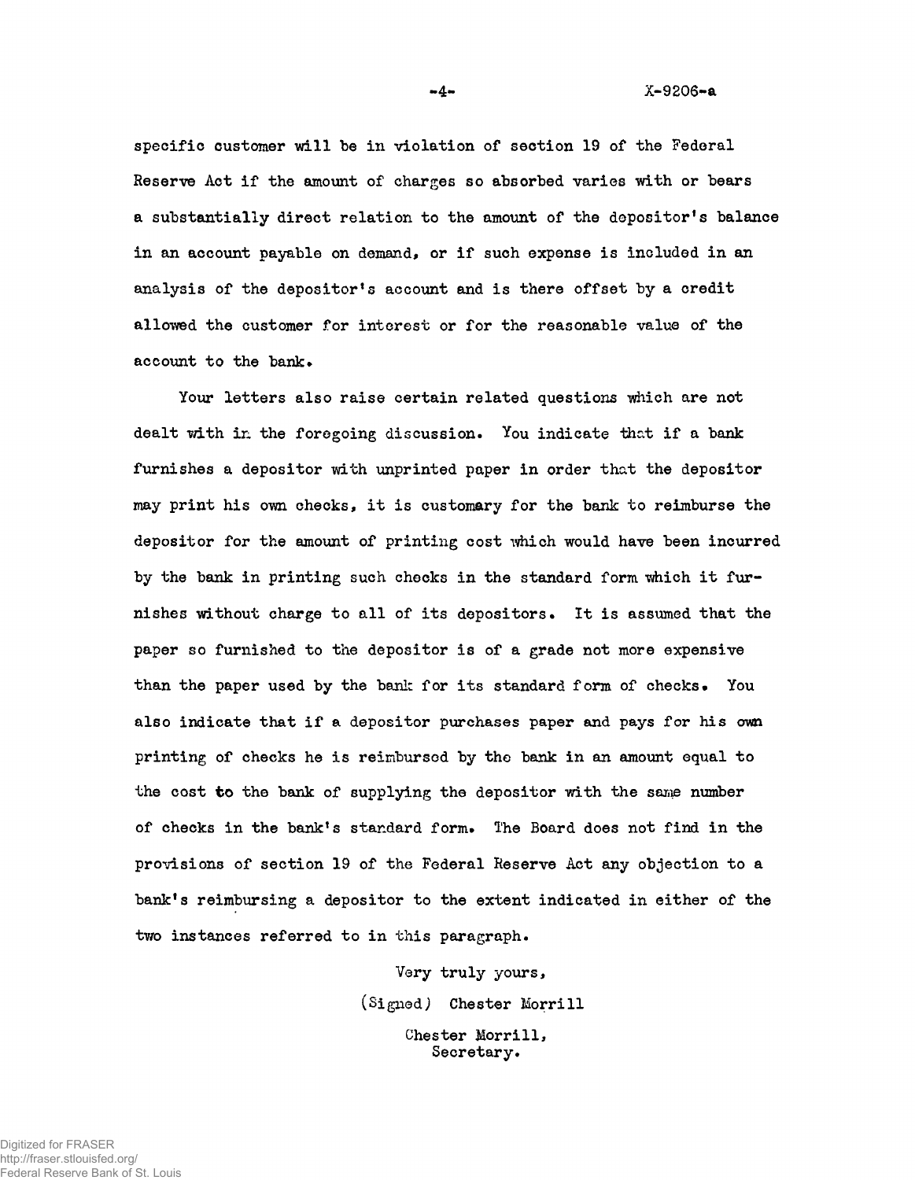specific customer will be in violation of section 19 of the Federal Reserve Act if the amount of charges so absorbed varies with or bears a substantially direct relation to the amount of the depositor's balance in an account payable on demand, or if such expense is included in an analysis of the depositor's account and is there offset by a credit allowed the customer for interest or for the reasonable value of the account to the bank.

Your letters also raise certain related questions which are not dealt with in the foregoing discussion. You indicate that if a bank furnishes a depositor with unprinted paper in order that the depositor may print his own checks, it is customary for the bank to reimburse the depositor for the amount of printing cost which would have been incurred by the bank in printing such checks in the standard form which it furnishes without charge to all of its depositors. It is assumed that the paper so furnished to the depositor is of a grade not more expensive than the paper used by the bank for its standard form of checks. You also indicate that if a depositor purchases paper and pays for his own printing of checks he is reimbursed by the bank in an amount equal to the cost to the bank of supplying the depositor with the same number of checks in the bank's standard form. The Board does not find in the provisions of section 19 of the Federal Reserve Act any objection to a bank's reimbursing a depositor to the extent indicated in either of the two instances referred to in this paragraph.

Very truly yours,

(Signed) Chester Morrill

Chester Morrill,
Secretary.